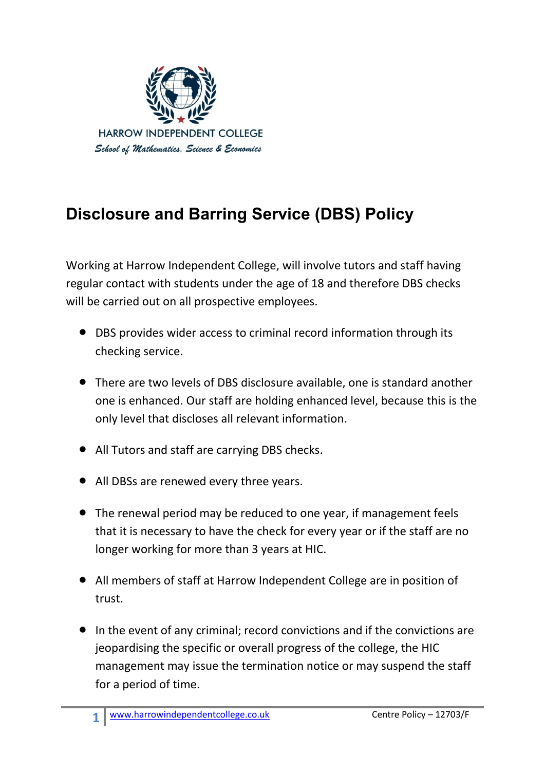HARROW INDEPENDENT COLLEGE

*School of Mathematics, Science & Economics*

# Disclosure and Barring Service (DBS) Policy

Working at Harrow Independent College, will involve tutors and staff having regular contact with students under the age of 18 and therefore DBS checks will be carried out on all prospective employees.

- DBS provides wider access to criminal record information through its checking service.
- There are two levels of DBS disclosure available, one is standard another one is enhanced. Our staff are holding enhanced level, because this is the only level that discloses all relevant information.
- All Tutors and staff are carrying DBS checks.
- All DBSs are renewed every three years.
- The renewal period may be reduced to one year, if management feels that it is necessary to have the check for every year or if the staff are no longer working for more than 3 years at HIC.
- All members of staff at Harrow Independent College are in position of trust.
- In the event of any criminal; record convictions and if the convictions are jeopardising the specific or overall progress of the college, the HIC management may issue the termination notice or may suspend the staff for a period of time.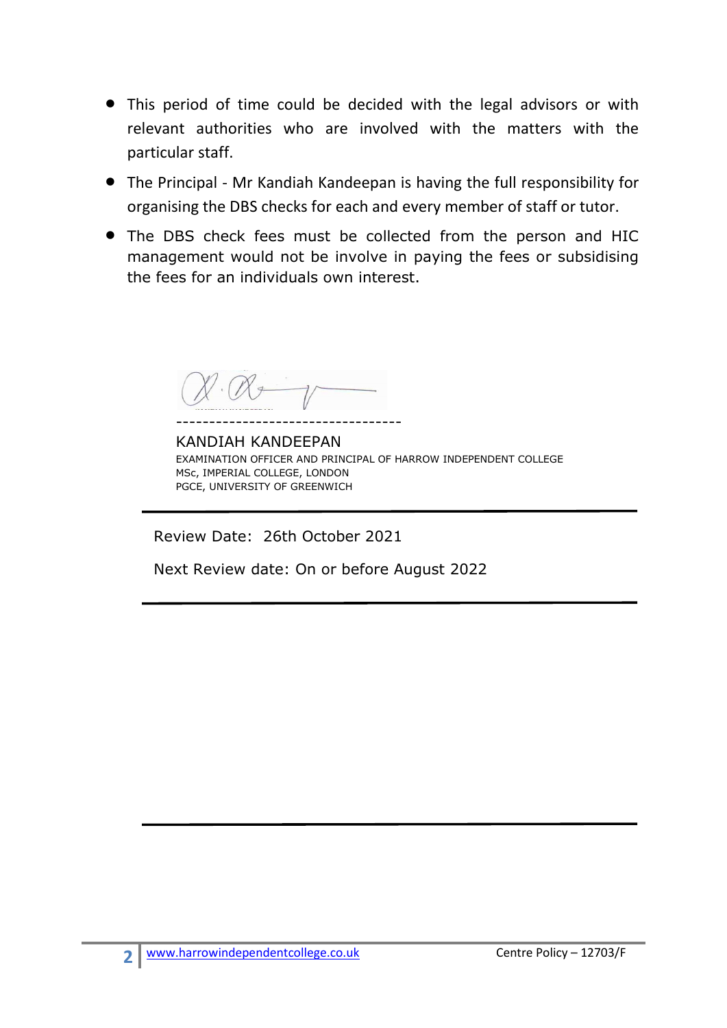- This period of time could be decided with the legal advisors or with relevant authorities who are involved with the matters with the particular staff.
- The Principal - Mr Kandiah Kandeepan is having the full responsibility for organising the DBS checks for each and every member of staff or tutor.
- The DBS check fees must be collected from the person and HIC management would not be involve in paying the fees or subsidising the fees for an individuals own interest.

----------------------------------

KANDIAH KANDEEPAN
EXAMINATION OFFICER AND PRINCIPAL OF HARROW INDEPENDENT COLLEGE
MSc, IMPERIAL COLLEGE, LONDON
PGCE, UNIVERSITY OF GREENWICH

---

Review Date: 26th October 2021

Next Review date: On or before August 2022

---